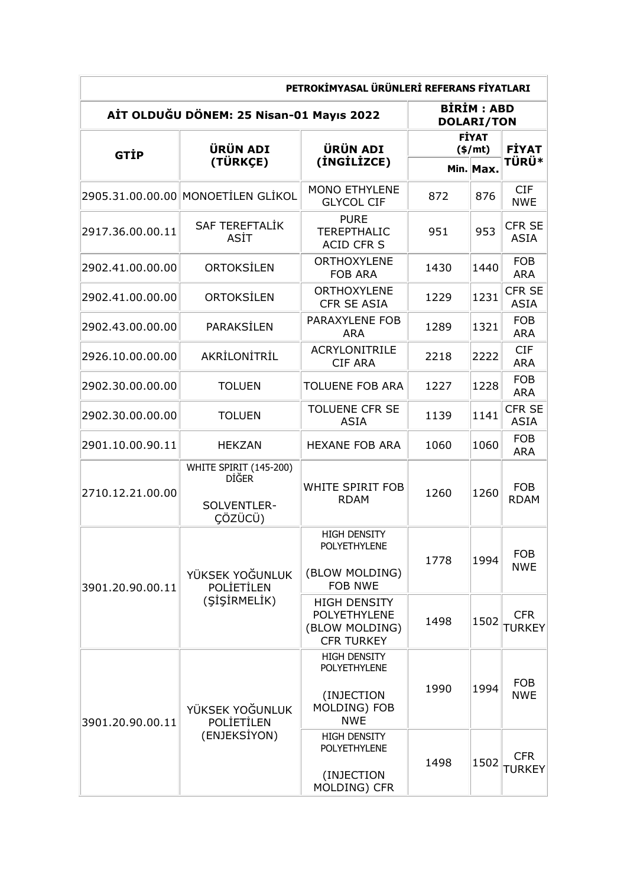| PETROKİMYASAL ÜRÜNLERİ REFERANS FİYATLARI | | | | | |
|---|---|---|---|---|---|
| **AİT OLDUĞU DÖNEM: 25 Nisan-01 Mayıs 2022** | | | **BİRİM : ABD DOLARI/TON** | | |
| **GTİP** | **ÜRÜN ADI (TÜRKÇE)** | **ÜRÜN ADI (İNGİLİZCE)** | **FİYAT ($/mt)** | | **FİYAT TÜRÜ*** |
| | | | **Min.** | **Max.** | |
| 2905.31.00.00.00 | MONOETİLEN GLİKOL | MONO ETHYLENE GLYCOL CIF | 872 | 876 | CIF NWE |
| 2917.36.00.00.11 | SAF TEREFTALİK ASİT | PURE TEREPTHALIC ACID CFR S | 951 | 953 | CFR SE ASIA |
| 2902.41.00.00.00 | ORTOKSİLEN | ORTHOXYLENE FOB ARA | 1430 | 1440 | FOB ARA |
| 2902.41.00.00.00 | ORTOKSİLEN | ORTHOXYLENE CFR SE ASIA | 1229 | 1231 | CFR SE ASIA |
| 2902.43.00.00.00 | PARAKSİLEN | PARAXYLENE FOB ARA | 1289 | 1321 | FOB ARA |
| 2926.10.00.00.00 | AKRİLONİTRİL | ACRYLONITRILE CIF ARA | 2218 | 2222 | CIF ARA |
| 2902.30.00.00.00 | TOLUEN | TOLUENE FOB ARA | 1227 | 1228 | FOB ARA |
| 2902.30.00.00.00 | TOLUEN | TOLUENE CFR SE ASIA | 1139 | 1141 | CFR SE ASIA |
| 2901.10.00.90.11 | HEKZAN | HEXANE FOB ARA | 1060 | 1060 | FOB ARA |
| 2710.12.21.00.00 | WHITE SPIRIT (145-200) DİĞER SOLVENTLER-ÇÖZÜCÜ) | WHITE SPIRIT FOB RDAM | 1260 | 1260 | FOB RDAM |
| 3901.20.90.00.11 | YÜKSEK YOĞUNLUK POLİETİLEN (ŞİŞİRMELİK) | HIGH DENSITY POLYETHYLENE (BLOW MOLDING) FOB NWE | 1778 | 1994 | FOB NWE |
| | | HIGH DENSITY POLYETHYLENE (BLOW MOLDING) CFR TURKEY | 1498 | 1502 | CFR TURKEY |
| 3901.20.90.00.11 | YÜKSEK YOĞUNLUK POLİETİLEN (ENJEKSİYON) | HIGH DENSITY POLYETHYLENE (INJECTION MOLDING) FOB NWE | 1990 | 1994 | FOB NWE |
| | | HIGH DENSITY POLYETHYLENE (INJECTION MOLDING) CFR | 1498 | 1502 | CFR TURKEY |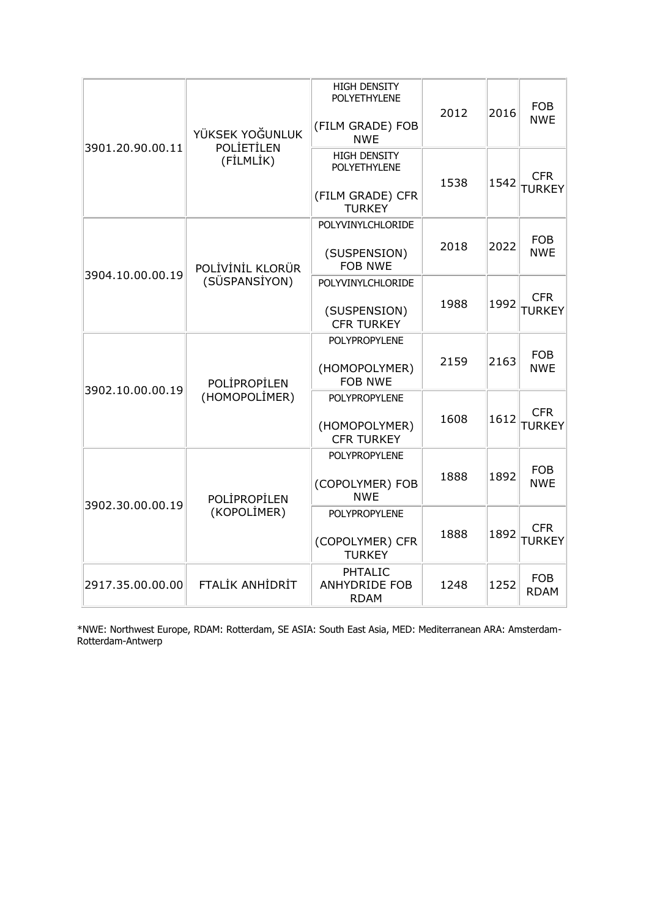| | | | | | |
|---|---|---|---|---|---|
| 3901.20.90.00.11 | YÜKSEK YOĞUNLUK POLİETİLEN (FİLMLİK) | HIGH DENSITY POLYETHYLENE (FILM GRADE) FOB NWE | 2012 | 2016 | FOB NWE |
| | | HIGH DENSITY POLYETHYLENE (FILM GRADE) CFR TURKEY | 1538 | 1542 | CFR TURKEY |
| 3904.10.00.00.19 | POLİVİNİL KLORÜR (SÜSPANSİYON) | POLYVINYLCHLORIDE (SUSPENSION) FOB NWE | 2018 | 2022 | FOB NWE |
| | | POLYVINYLCHLORIDE (SUSPENSION) CFR TURKEY | 1988 | 1992 | CFR TURKEY |
| 3902.10.00.00.19 | POLİPROPİLEN (HOMOPOLİMER) | POLYPROPYLENE (HOMOPOLYMER) FOB NWE | 2159 | 2163 | FOB NWE |
| | | POLYPROPYLENE (HOMOPOLYMER) CFR TURKEY | 1608 | 1612 | CFR TURKEY |
| 3902.30.00.00.19 | POLİPROPİLEN (KOPOLİMER) | POLYPROPYLENE (COPOLYMER) FOB NWE | 1888 | 1892 | FOB NWE |
| | | POLYPROPYLENE (COPOLYMER) CFR TURKEY | 1888 | 1892 | CFR TURKEY |
| 2917.35.00.00.00 | FTALİK ANHİDRİT | PHTALIC ANHYDRIDE FOB RDAM | 1248 | 1252 | FOB RDAM |

*NWE: Northwest Europe, RDAM: Rotterdam, SE ASIA: South East Asia, MED: Mediterranean ARA: Amsterdam-Rotterdam-Antwerp